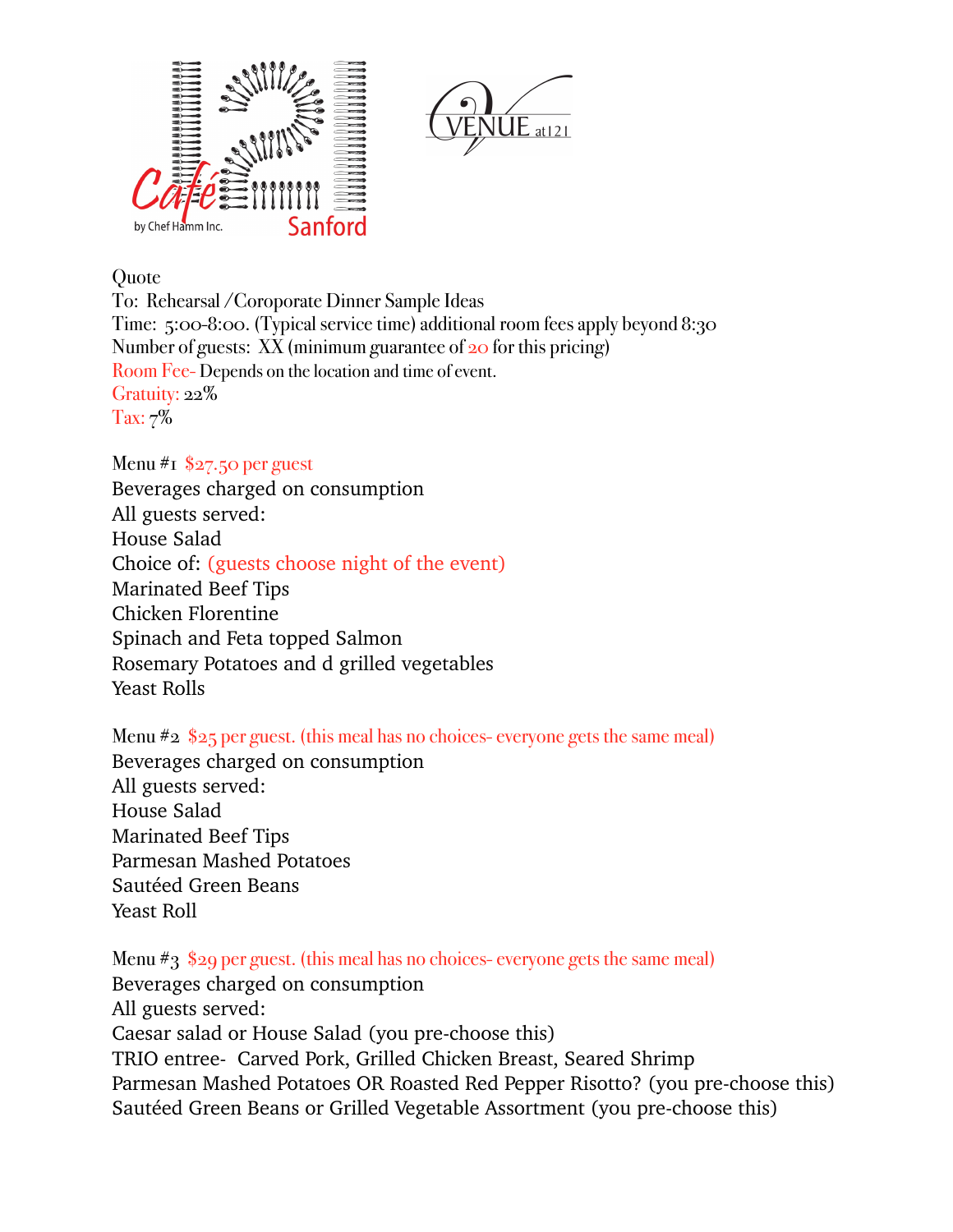Café 12 by Chef Hamm Inc. Sanford

VENUE at 121

Quote
To: Rehearsal /Coroporate Dinner Sample Ideas
Time: 5:00-8:00. (Typical service time) additional room fees apply beyond 8:30
Number of guests: XX (minimum guarantee of 20 for this pricing)
Room Fee- Depends on the location and time of event.
Gratuity: 22%
Tax: 7%

Menu #1 $27.50 per guest
Beverages charged on consumption
All guests served:
House Salad
Choice of: (guests choose night of the event)
Marinated Beef Tips
Chicken Florentine
Spinach and Feta topped Salmon
Rosemary Potatoes and d grilled vegetables
Yeast Rolls

Menu #2 $25 per guest. (this meal has no choices- everyone gets the same meal)
Beverages charged on consumption
All guests served:
House Salad
Marinated Beef Tips
Parmesan Mashed Potatoes
Sautéed Green Beans
Yeast Roll

Menu #3 $29 per guest. (this meal has no choices- everyone gets the same meal)
Beverages charged on consumption
All guests served:
Caesar salad or House Salad (you pre-choose this)
TRIO entree- Carved Pork, Grilled Chicken Breast, Seared Shrimp
Parmesan Mashed Potatoes OR Roasted Red Pepper Risotto? (you pre-choose this)
Sautéed Green Beans or Grilled Vegetable Assortment (you pre-choose this)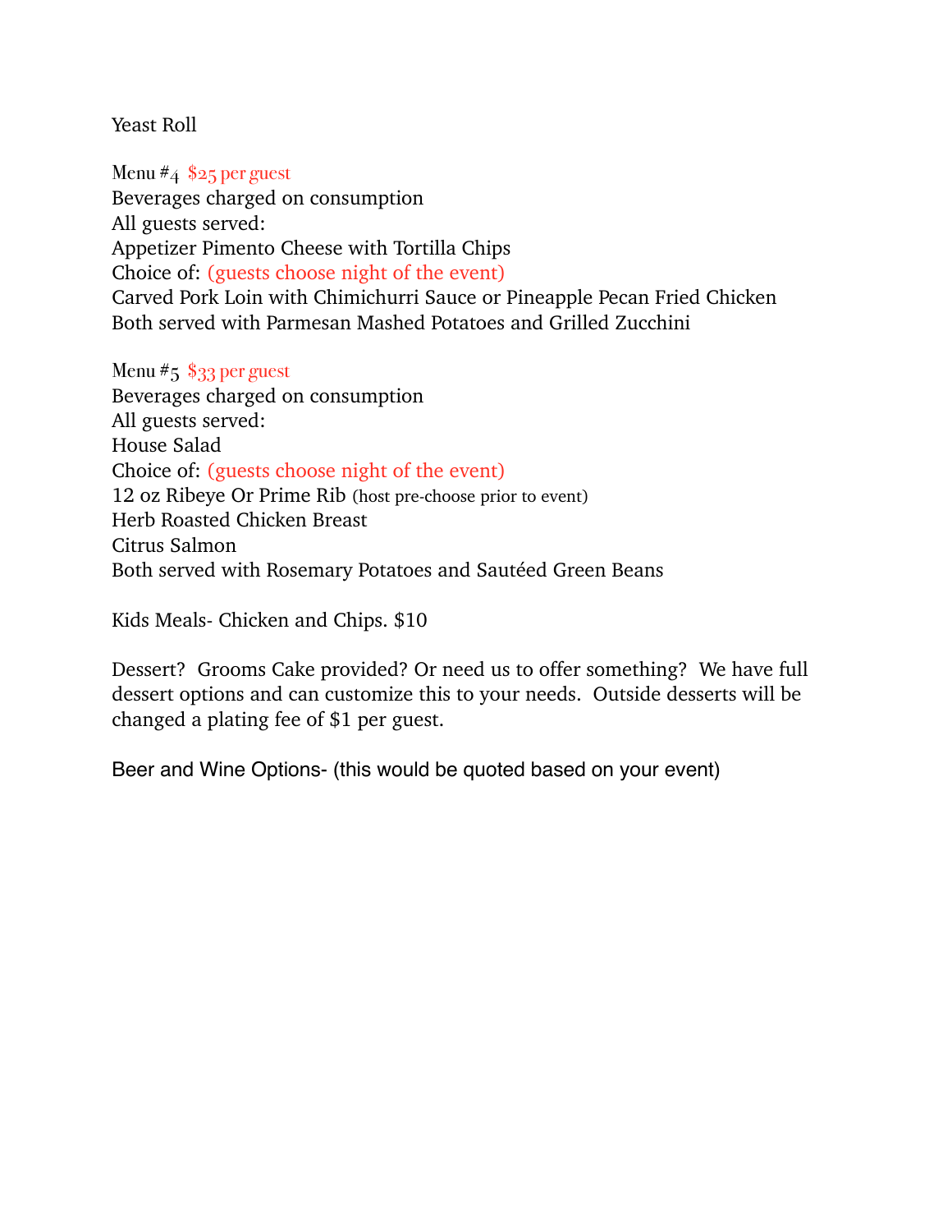Yeast Roll

### Menu #4 $25 per guest

Beverages charged on consumption
All guests served:
Appetizer Pimento Cheese with Tortilla Chips
Choice of: (guests choose night of the event)
Carved Pork Loin with Chimichurri Sauce or Pineapple Pecan Fried Chicken
Both served with Parmesan Mashed Potatoes and Grilled Zucchini

### Menu #5 $33 per guest

Beverages charged on consumption
All guests served:
House Salad
Choice of: (guests choose night of the event)
12 oz Ribeye Or Prime Rib (host pre-choose prior to event)
Herb Roasted Chicken Breast
Citrus Salmon
Both served with Rosemary Potatoes and Sautéed Green Beans

Kids Meals- Chicken and Chips. $10

Dessert? Grooms Cake provided? Or need us to offer something? We have full dessert options and can customize this to your needs. Outside desserts will be changed a plating fee of $1 per guest.

Beer and Wine Options- (this would be quoted based on your event)